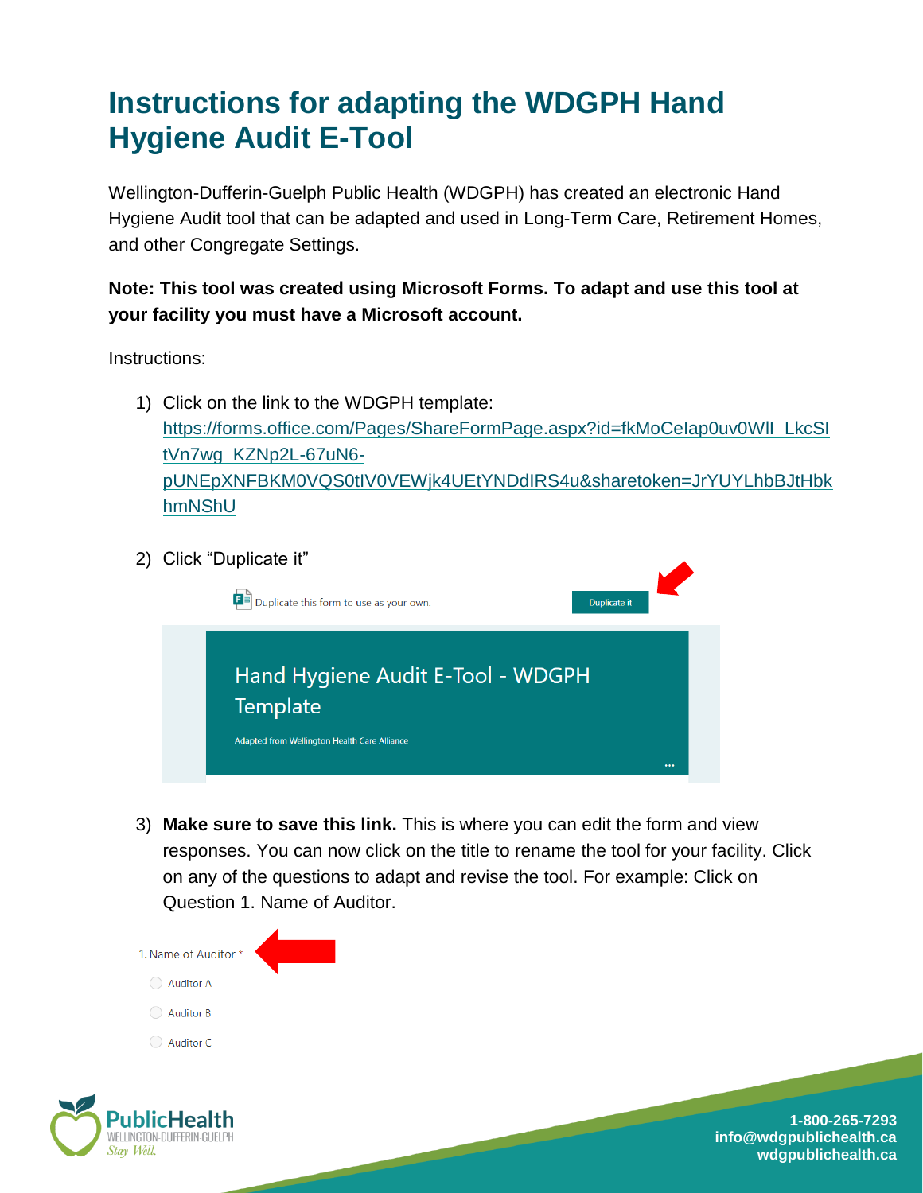# Instructions for adapting the WDGPH Hand Hygiene Audit E-Tool

Wellington-Dufferin-Guelph Public Health (WDGPH) has created an electronic Hand Hygiene Audit tool that can be adapted and used in Long-Term Care, Retirement Homes, and other Congregate Settings.

**Note: This tool was created using Microsoft Forms. To adapt and use this tool at your facility you must have a Microsoft account.**

Instructions:

1) Click on the link to the WDGPH template: https://forms.office.com/Pages/ShareFormPage.aspx?id=fkMoCelap0uv0WIl_LkcSItVn7wg_KZNp2L-67uN6-pUNEpXNFBKM0VQS0tIV0VEWjk4UEtYNDdIRS4u&sharetoken=JrYUYLhbBJtHbkhmNShU

2) Click "Duplicate it"

Duplicate this form to use as your own. Duplicate it

Hand Hygiene Audit E-Tool - WDGPH Template

Adapted from Wellington Health Care Alliance

3) **Make sure to save this link.** This is where you can edit the form and view responses. You can now click on the title to rename the tool for your facility. Click on any of the questions to adapt and revise the tool. For example: Click on Question 1. Name of Auditor.

1. Name of Auditor *

- Auditor A
- Auditor B
- Auditor C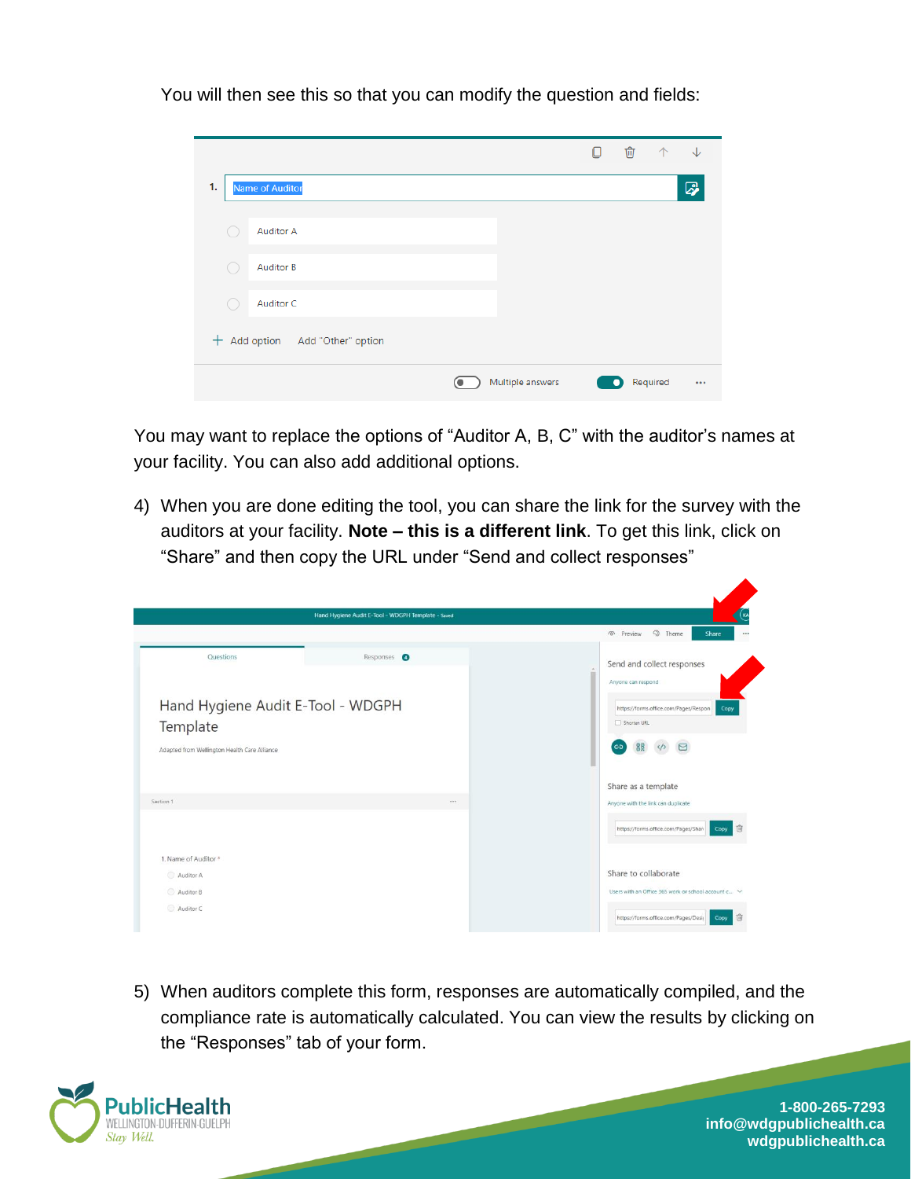You will then see this so that you can modify the question and fields:

You may want to replace the options of “Auditor A, B, C” with the auditor’s names at your facility. You can also add additional options.

4) When you are done editing the tool, you can share the link for the survey with the auditors at your facility. **Note – this is a different link**. To get this link, click on “Share” and then copy the URL under “Send and collect responses”

5) When auditors complete this form, responses are automatically compiled, and the compliance rate is automatically calculated. You can view the results by clicking on the “Responses” tab of your form.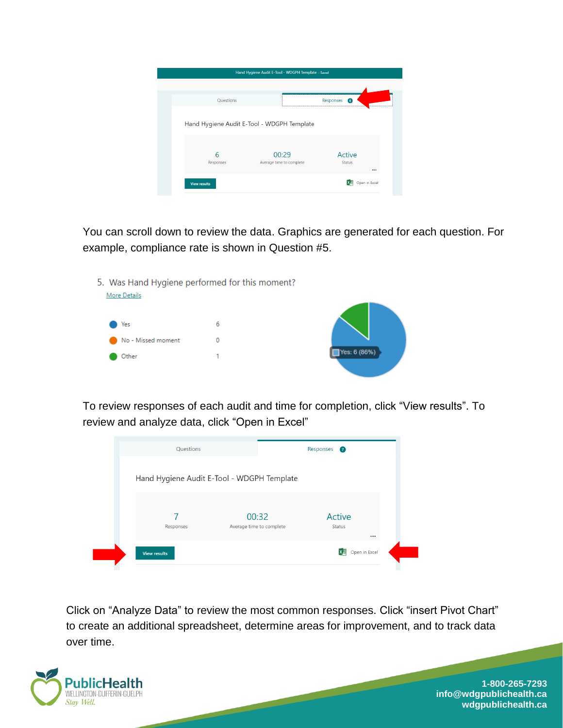You can scroll down to review the data. Graphics are generated for each question. For example, compliance rate is shown in Question #5.

To review responses of each audit and time for completion, click "View results". To review and analyze data, click "Open in Excel"

Click on "Analyze Data" to review the most common responses. Click "insert Pivot Chart" to create an additional spreadsheet, determine areas for improvement, and to track data over time.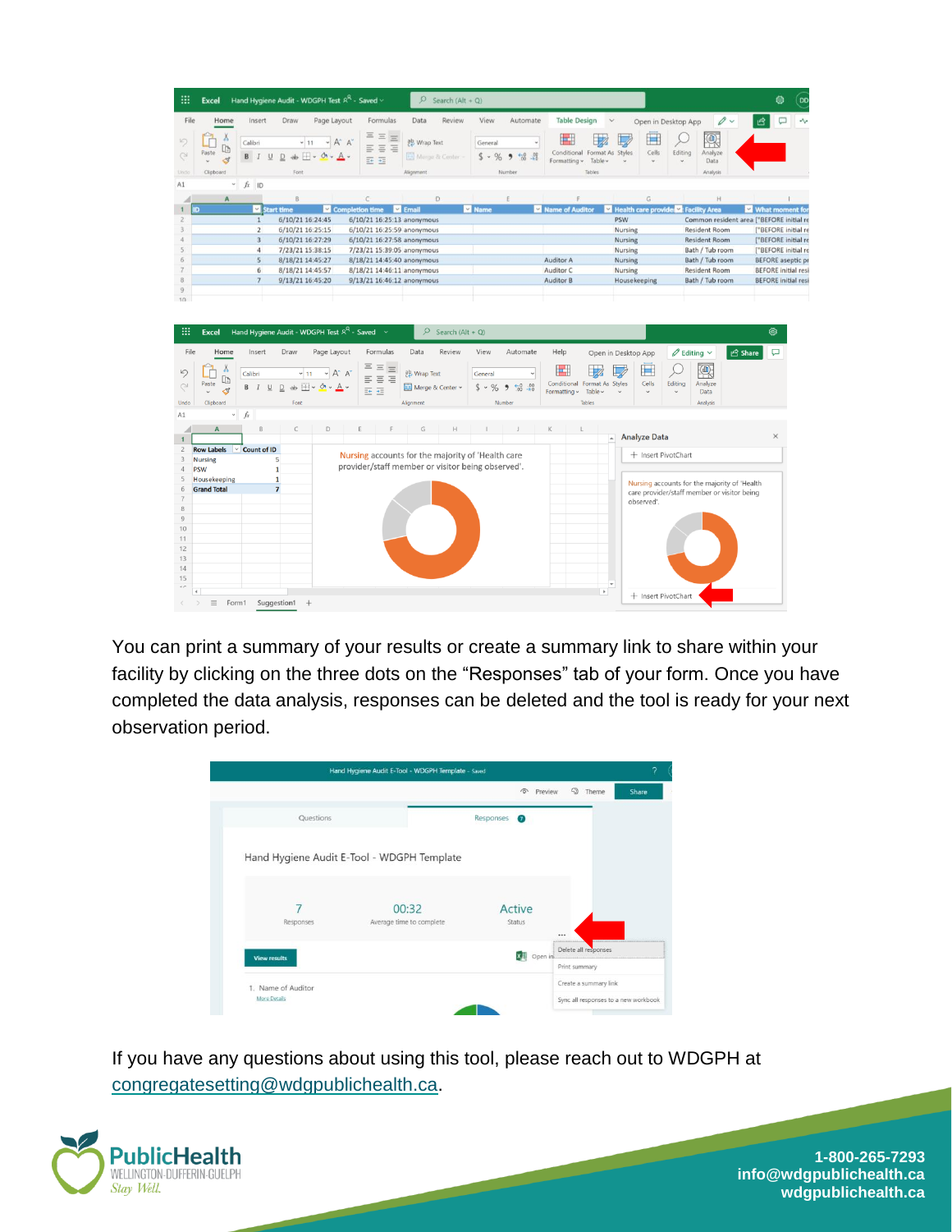You can print a summary of your results or create a summary link to share within your facility by clicking on the three dots on the “Responses” tab of your form. Once you have completed the data analysis, responses can be deleted and the tool is ready for your next observation period.

If you have any questions about using this tool, please reach out to WDGPH at congregatesetting@wdgpublichealth.ca.

PublicHealth
WELLINGTON-DUFFERIN-GUELPH
Stay Well.

1-800-265-7293
info@wdgpublichealth.ca
wdgpublichealth.ca